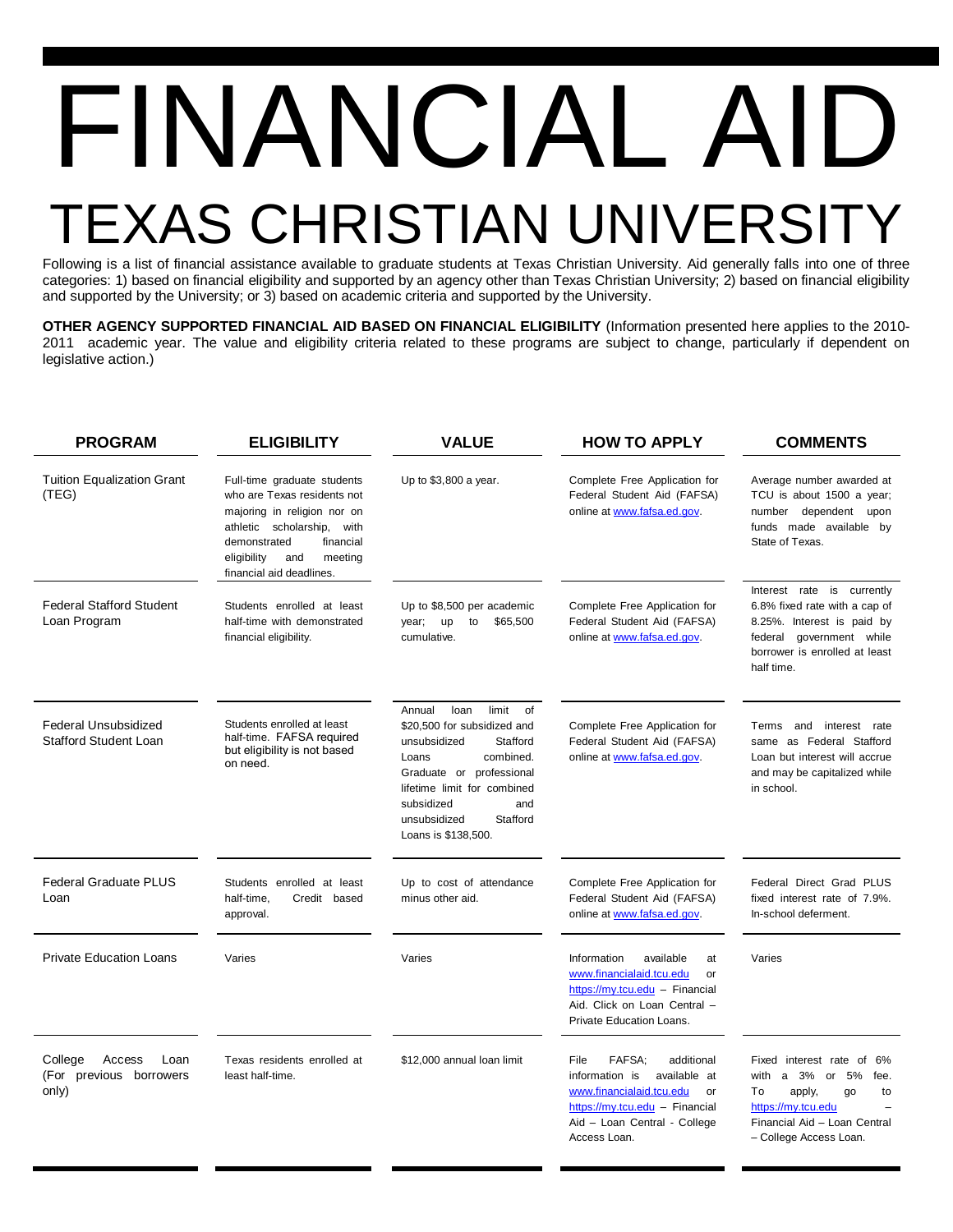# FINANCIAL AID

# TEXAS CHRISTIAN UNIVERSITY

Following is a list of financial assistance available to graduate students at Texas Christian University. Aid generally falls into one of three categories: 1) based on financial eligibility and supported by an agency other than Texas Christian University; 2) based on financial eligibility and supported by the University; or 3) based on academic criteria and supported by the University.

**OTHER AGENCY SUPPORTED FINANCIAL AID BASED ON FINANCIAL ELIGIBILITY** (Information presented here applies to the 2010-2011 academic year. The value and eligibility criteria related to these programs are subject to change, particularly if dependent on legislative action.)

| PROGRAM | ELIGIBILITY | VALUE | HOW TO APPLY | COMMENTS |
|---|---|---|---|---|
| Tuition Equalization Grant (TEG) | Full-time graduate students who are Texas residents not majoring in religion nor on athletic scholarship, with demonstrated financial eligibility and meeting financial aid deadlines. | Up to $3,800 a year. | Complete Free Application for Federal Student Aid (FAFSA) online at www.fafsa.ed.gov. | Average number awarded at TCU is about 1500 a year; number dependent upon funds made available by State of Texas. |
| Federal Stafford Student Loan Program | Students enrolled at least half-time with demonstrated financial eligibility. | Up to $8,500 per academic year; up to $65,500 cumulative. | Complete Free Application for Federal Student Aid (FAFSA) online at www.fafsa.ed.gov. | Interest rate is currently 6.8% fixed rate with a cap of 8.25%. Interest is paid by federal government while borrower is enrolled at least half time. |
| Federal Unsubsidized Stafford Student Loan | Students enrolled at least half-time. FAFSA required but eligibility is not based on need. | Annual loan limit of $20,500 for subsidized and unsubsidized Stafford Loans combined. Graduate or professional lifetime limit for combined subsidized and unsubsidized Stafford Loans is $138,500. | Complete Free Application for Federal Student Aid (FAFSA) online at www.fafsa.ed.gov. | Terms and interest rate same as Federal Stafford Loan but interest will accrue and may be capitalized while in school. |
| Federal Graduate PLUS Loan | Students enrolled at least half-time, Credit based approval. | Up to cost of attendance minus other aid. | Complete Free Application for Federal Student Aid (FAFSA) online at www.fafsa.ed.gov. | Federal Direct Grad PLUS fixed interest rate of 7.9%. In-school deferment. |
| Private Education Loans | Varies | Varies | Information available at www.financialaid.tcu.edu or https://my.tcu.edu – Financial Aid. Click on Loan Central – Private Education Loans. | Varies |
| College Access Loan (For previous borrowers only) | Texas residents enrolled at least half-time. | $12,000 annual loan limit | File FAFSA; additional information is available at www.financialaid.tcu.edu or https://my.tcu.edu – Financial Aid – Loan Central - College Access Loan. | Fixed interest rate of 6% with a 3% or 5% fee. To apply, go to https://my.tcu.edu – Financial Aid – Loan Central – College Access Loan. |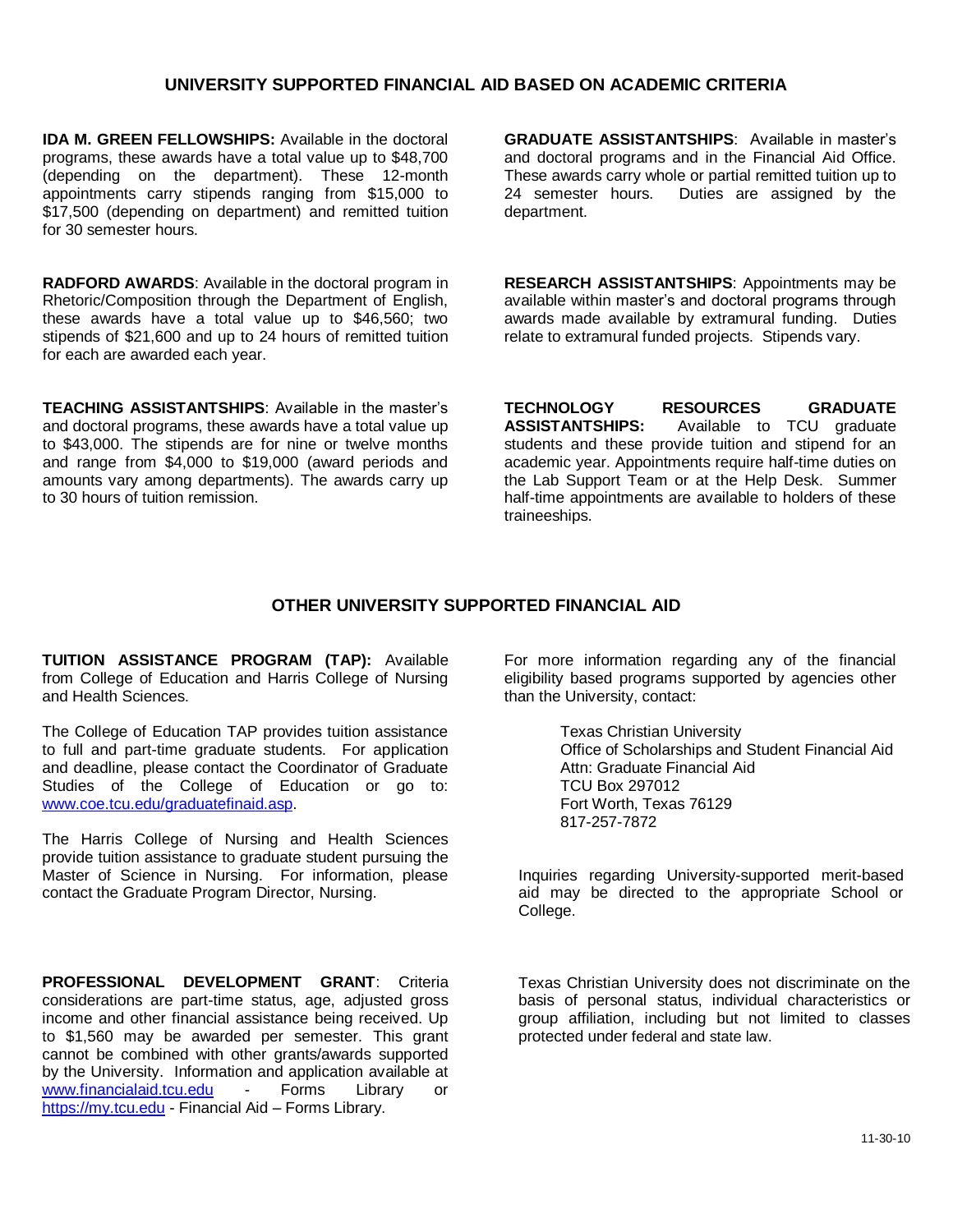## UNIVERSITY SUPPORTED FINANCIAL AID BASED ON ACADEMIC CRITERIA

**IDA M. GREEN FELLOWSHIPS:** Available in the doctoral programs, these awards have a total value up to $48,700 (depending on the department). These 12-month appointments carry stipends ranging from $15,000 to $17,500 (depending on department) and remitted tuition for 30 semester hours.

**RADFORD AWARDS**: Available in the doctoral program in Rhetoric/Composition through the Department of English, these awards have a total value up to $46,560; two stipends of $21,600 and up to 24 hours of remitted tuition for each are awarded each year.

**TEACHING ASSISTANTSHIPS**: Available in the master's and doctoral programs, these awards have a total value up to $43,000. The stipends are for nine or twelve months and range from $4,000 to $19,000 (award periods and amounts vary among departments). The awards carry up to 30 hours of tuition remission.

**GRADUATE ASSISTANTSHIPS**: Available in master's and doctoral programs and in the Financial Aid Office. These awards carry whole or partial remitted tuition up to 24 semester hours. Duties are assigned by the department.

**RESEARCH ASSISTANTSHIPS**: Appointments may be available within master's and doctoral programs through awards made available by extramural funding. Duties relate to extramural funded projects. Stipends vary.

**TECHNOLOGY RESOURCES GRADUATE ASSISTANTSHIPS:** Available to TCU graduate students and these provide tuition and stipend for an academic year. Appointments require half-time duties on the Lab Support Team or at the Help Desk. Summer half-time appointments are available to holders of these traineeships.

## OTHER UNIVERSITY SUPPORTED FINANCIAL AID

**TUITION ASSISTANCE PROGRAM (TAP):** Available from College of Education and Harris College of Nursing and Health Sciences.

The College of Education TAP provides tuition assistance to full and part-time graduate students. For application and deadline, please contact the Coordinator of Graduate Studies of the College of Education or go to: www.coe.tcu.edu/graduatefinaid.asp.

The Harris College of Nursing and Health Sciences provide tuition assistance to graduate student pursuing the Master of Science in Nursing. For information, please contact the Graduate Program Director, Nursing.

**PROFESSIONAL DEVELOPMENT GRANT**: Criteria considerations are part-time status, age, adjusted gross income and other financial assistance being received. Up to $1,560 may be awarded per semester. This grant cannot be combined with other grants/awards supported by the University. Information and application available at www.financialaid.tcu.edu - Forms Library or https://my.tcu.edu - Financial Aid – Forms Library.

For more information regarding any of the financial eligibility based programs supported by agencies other than the University, contact:

Texas Christian University
Office of Scholarships and Student Financial Aid
Attn: Graduate Financial Aid
TCU Box 297012
Fort Worth, Texas 76129
817-257-7872

Inquiries regarding University-supported merit-based aid may be directed to the appropriate School or College.

Texas Christian University does not discriminate on the basis of personal status, individual characteristics or group affiliation, including but not limited to classes protected under federal and state law.

11-30-10